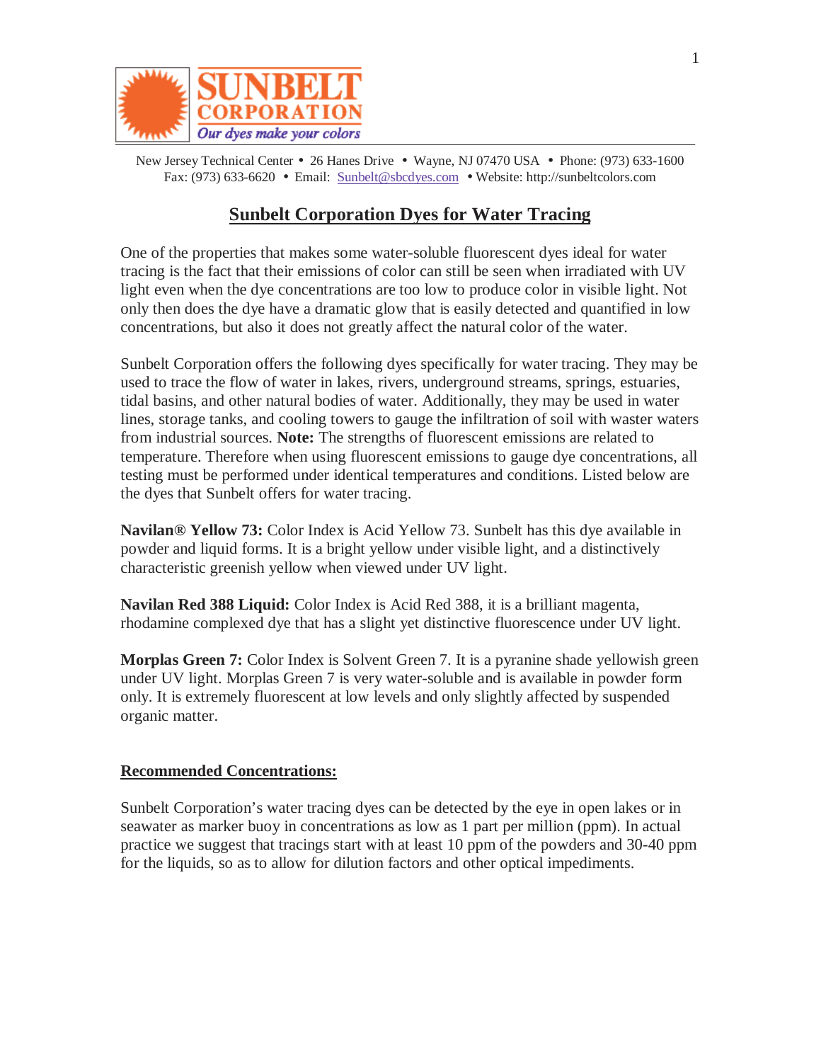SUNBELT CORPORATION

*Our dyes make your colors*

New Jersey Technical Center • 26 Hanes Drive • Wayne, NJ 07470 USA • Phone: (973) 633-1600
Fax: (973) 633-6620 • Email: Sunbelt@sbcdyes.com • Website: http://sunbeltcolors.com

# Sunbelt Corporation Dyes for Water Tracing

One of the properties that makes some water-soluble fluorescent dyes ideal for water tracing is the fact that their emissions of color can still be seen when irradiated with UV light even when the dye concentrations are too low to produce color in visible light. Not only then does the dye have a dramatic glow that is easily detected and quantified in low concentrations, but also it does not greatly affect the natural color of the water.

Sunbelt Corporation offers the following dyes specifically for water tracing. They may be used to trace the flow of water in lakes, rivers, underground streams, springs, estuaries, tidal basins, and other natural bodies of water. Additionally, they may be used in water lines, storage tanks, and cooling towers to gauge the infiltration of soil with waster waters from industrial sources. **Note:** The strengths of fluorescent emissions are related to temperature. Therefore when using fluorescent emissions to gauge dye concentrations, all testing must be performed under identical temperatures and conditions. Listed below are the dyes that Sunbelt offers for water tracing.

**Navilan® Yellow 73:** Color Index is Acid Yellow 73. Sunbelt has this dye available in powder and liquid forms. It is a bright yellow under visible light, and a distinctively characteristic greenish yellow when viewed under UV light.

**Navilan Red 388 Liquid:** Color Index is Acid Red 388, it is a brilliant magenta, rhodamine complexed dye that has a slight yet distinctive fluorescence under UV light.

**Morplas Green 7:** Color Index is Solvent Green 7. It is a pyranine shade yellowish green under UV light. Morplas Green 7 is very water-soluble and is available in powder form only. It is extremely fluorescent at low levels and only slightly affected by suspended organic matter.

## Recommended Concentrations:

Sunbelt Corporation's water tracing dyes can be detected by the eye in open lakes or in seawater as marker buoy in concentrations as low as 1 part per million (ppm). In actual practice we suggest that tracings start with at least 10 ppm of the powders and 30-40 ppm for the liquids, so as to allow for dilution factors and other optical impediments.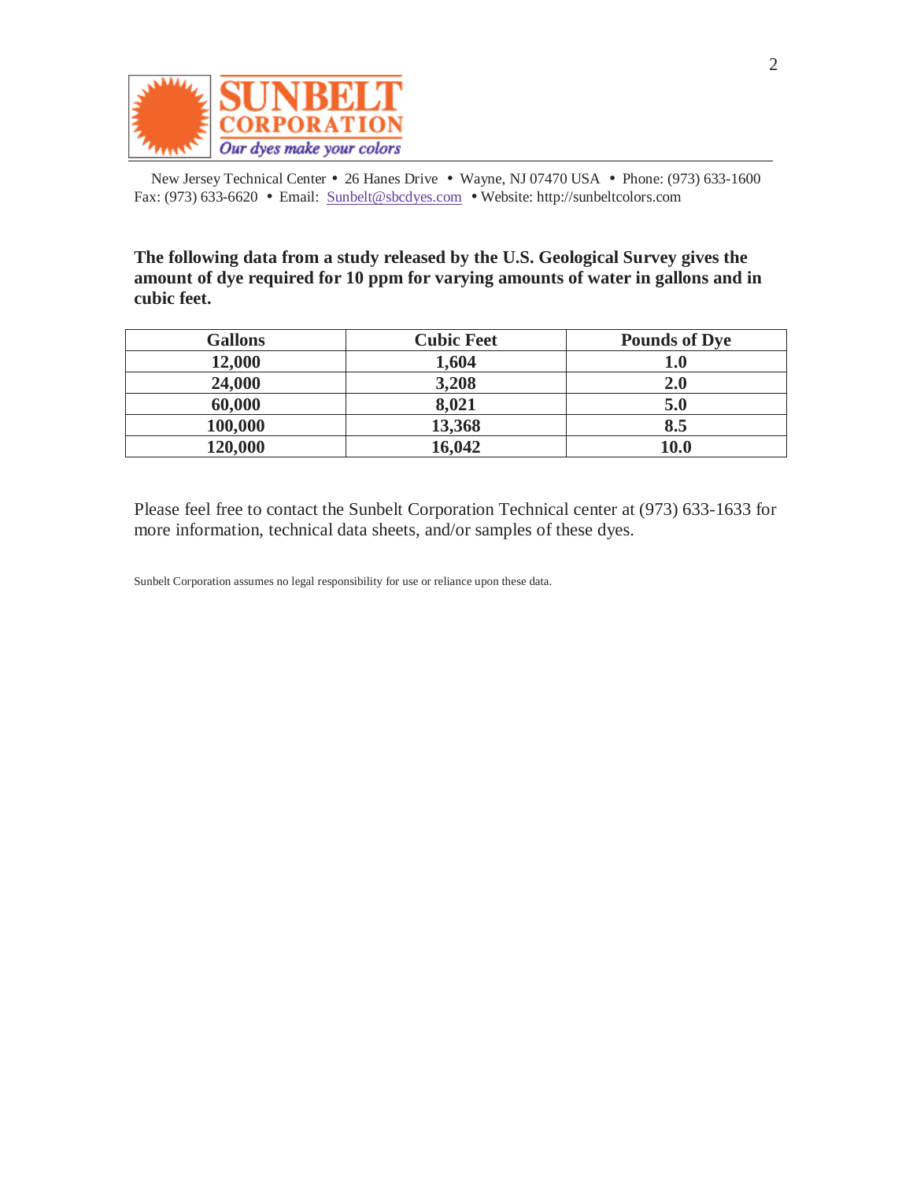# SUNBELT CORPORATION

*Our dyes make your colors*

New Jersey Technical Center • 26 Hanes Drive • Wayne, NJ 07470 USA • Phone: (973) 633-1600
Fax: (973) 633-6620 • Email: Sunbelt@sbcdyes.com • Website: http://sunbeltcolors.com

**The following data from a study released by the U.S. Geological Survey gives the amount of dye required for 10 ppm for varying amounts of water in gallons and in cubic feet.**

| Gallons | Cubic Feet | Pounds of Dye |
|---|---|---|
| **12,000** | **1,604** | **1.0** |
| **24,000** | **3,208** | **2.0** |
| **60,000** | **8,021** | **5.0** |
| **100,000** | **13,368** | **8.5** |
| **120,000** | **16,042** | **10.0** |

Please feel free to contact the Sunbelt Corporation Technical center at (973) 633-1633 for more information, technical data sheets, and/or samples of these dyes.

Sunbelt Corporation assumes no legal responsibility for use or reliance upon these data.